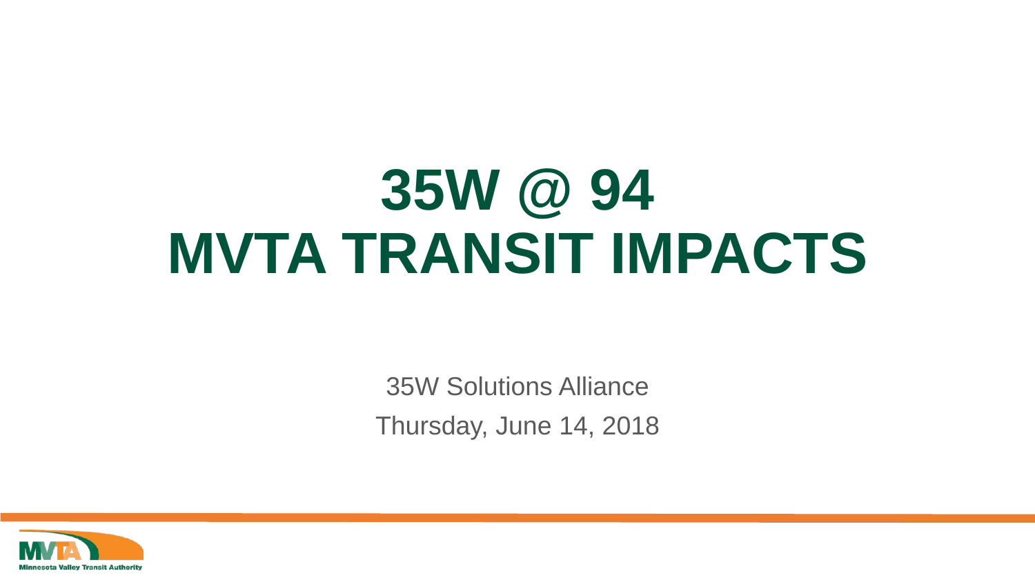# 35W @ 94
# MVTA TRANSIT IMPACTS

35W Solutions Alliance

Thursday, June 14, 2018

Minnesota Valley Transit Authority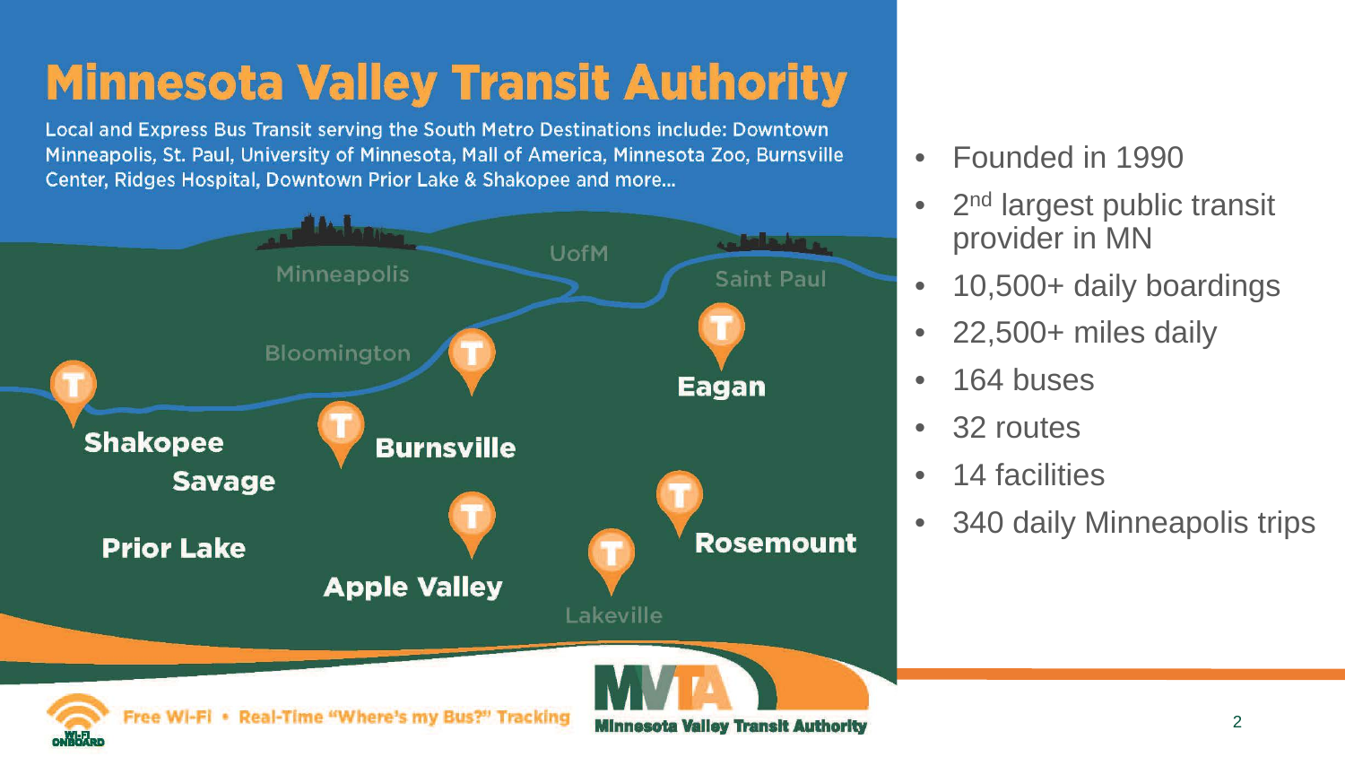# Minnesota Valley Transit Authority

Local and Express Bus Transit serving the South Metro Destinations include: Downtown Minneapolis, St. Paul, University of Minnesota, Mall of America, Minnesota Zoo, Burnsville Center, Ridges Hospital, Downtown Prior Lake & Shakopee and more...

Minneapolis

UofM

Saint Paul

Bloomington

Eagan

Shakopee

Burnsville

Savage

Prior Lake

Rosemount

Apple Valley

Lakeville

Free Wi-Fi • Real-Time "Where's my Bus?" Tracking

MVTA Minnesota Valley Transit Authority

- Founded in 1990
- 2nd largest public transit provider in MN
- 10,500+ daily boardings
- 22,500+ miles daily
- 164 buses
- 32 routes
- 14 facilities
- 340 daily Minneapolis trips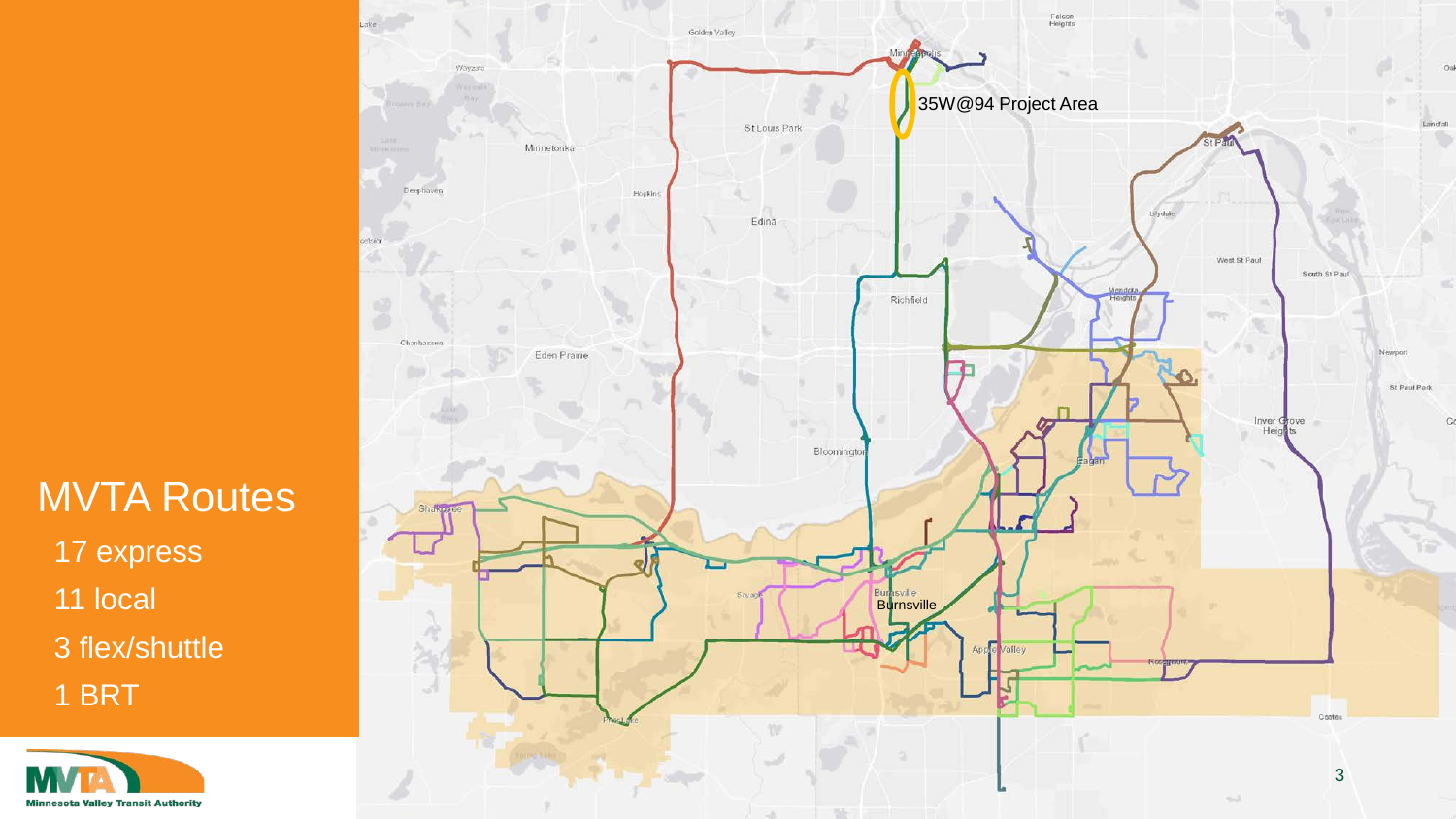# MVTA Routes

- 17 express
- 11 local
- 3 flex/shuttle
- 1 BRT

35W@94 Project Area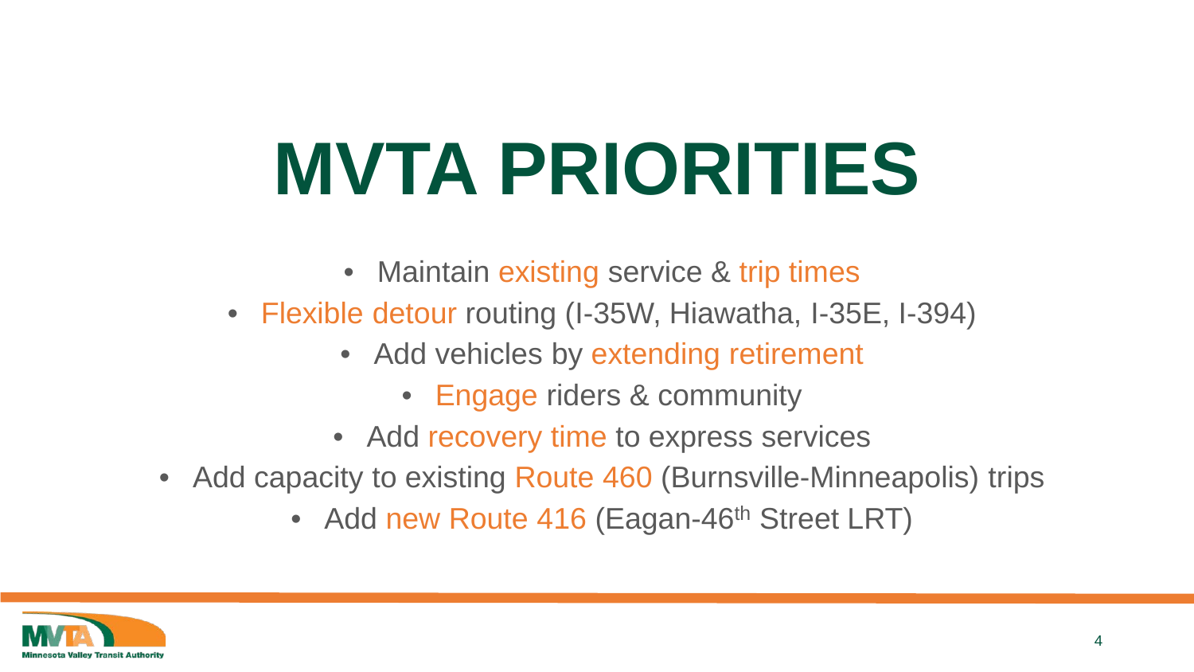# MVTA PRIORITIES

- Maintain existing service & trip times
- Flexible detour routing (I-35W, Hiawatha, I-35E, I-394)
- Add vehicles by extending retirement
- Engage riders & community
- Add recovery time to express services
- Add capacity to existing Route 460 (Burnsville-Minneapolis) trips
- Add new Route 416 (Eagan-46th Street LRT)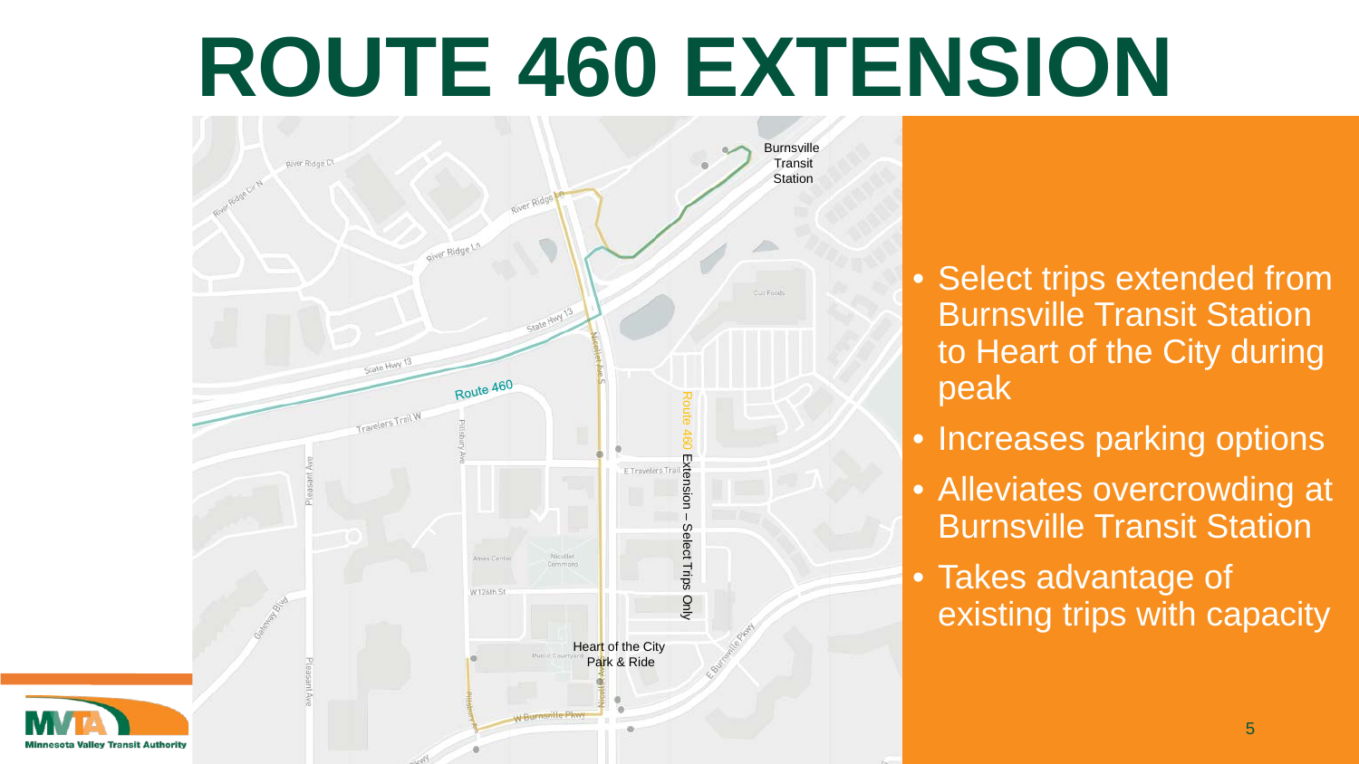# ROUTE 460 EXTENSION

Burnsville Transit Station

Route 460

Route 460 Extension – Select Trips Only

Heart of the City Park & Ride

- Select trips extended from Burnsville Transit Station to Heart of the City during peak
- Increases parking options
- Alleviates overcrowding at Burnsville Transit Station
- Takes advantage of existing trips with capacity

Minnesota Valley Transit Authority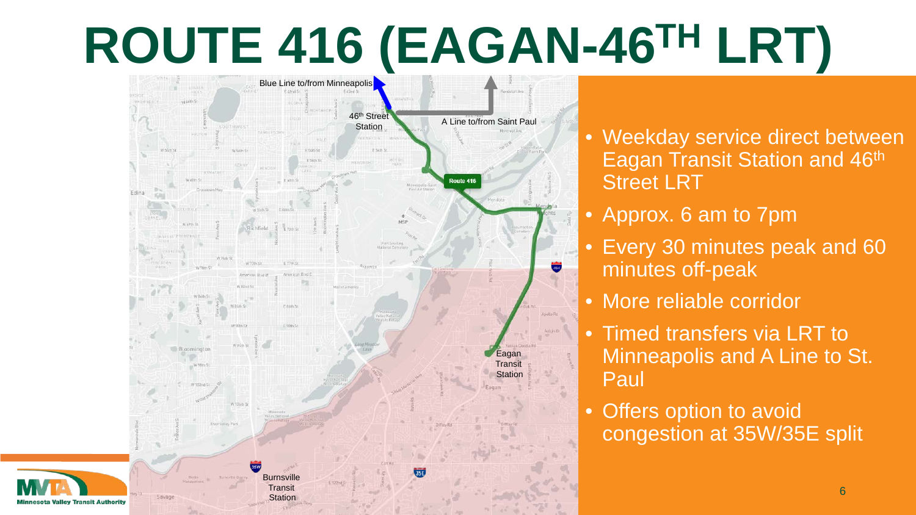# ROUTE 416 (EAGAN-46TH LRT)

- Weekday service direct between Eagan Transit Station and 46th Street LRT
- Approx. 6 am to 7pm
- Every 30 minutes peak and 60 minutes off-peak
- More reliable corridor
- Timed transfers via LRT to Minneapolis and A Line to St. Paul
- Offers option to avoid congestion at 35W/35E split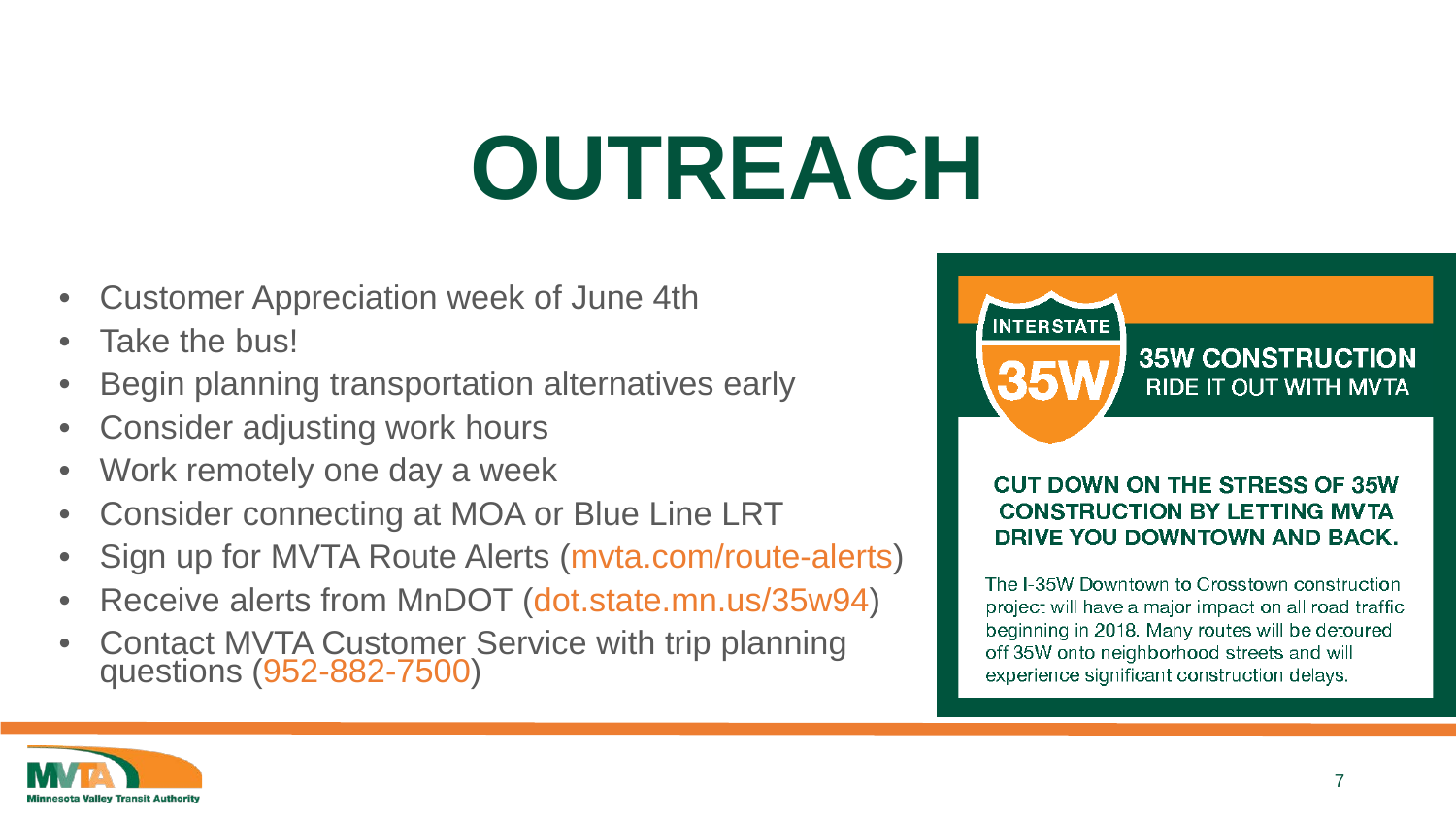# OUTREACH

- Customer Appreciation week of June 4th
- Take the bus!
- Begin planning transportation alternatives early
- Consider adjusting work hours
- Work remotely one day a week
- Consider connecting at MOA or Blue Line LRT
- Sign up for MVTA Route Alerts (mvta.com/route-alerts)
- Receive alerts from MnDOT (dot.state.mn.us/35w94)
- Contact MVTA Customer Service with trip planning questions (952-882-7500)

INTERSTATE 35W

**35W CONSTRUCTION**
RIDE IT OUT WITH MVTA

**CUT DOWN ON THE STRESS OF 35W CONSTRUCTION BY LETTING MVTA DRIVE YOU DOWNTOWN AND BACK.**

The I-35W Downtown to Crosstown construction project will have a major impact on all road traffic beginning in 2018. Many routes will be detoured off 35W onto neighborhood streets and will experience significant construction delays.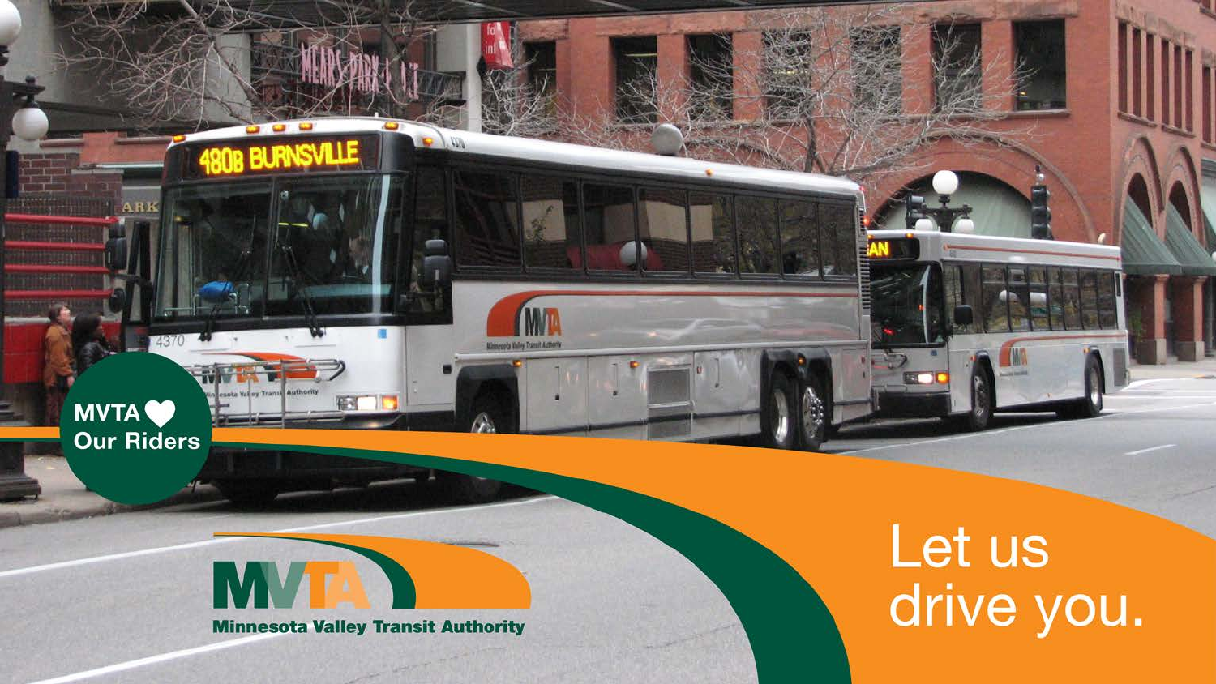MVTA ♥ Our Riders

MVTA

Minnesota Valley Transit Authority

Let us drive you.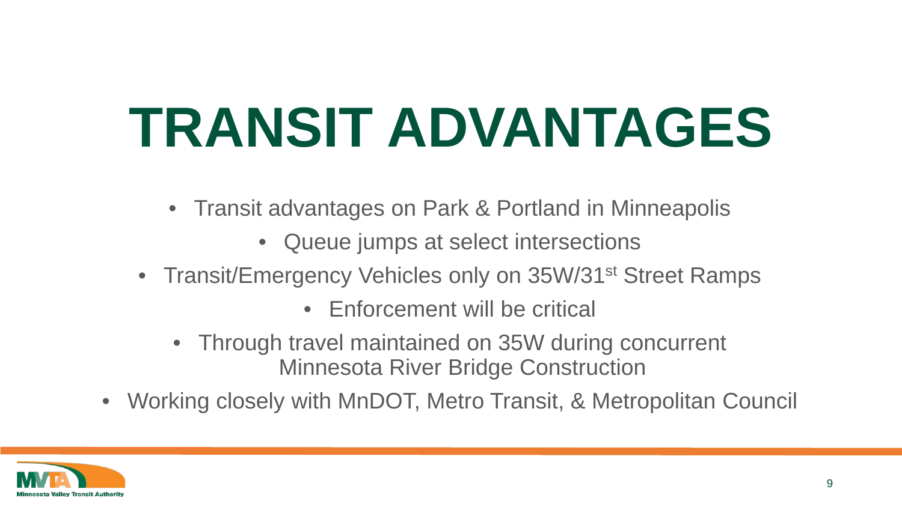# TRANSIT ADVANTAGES

- Transit advantages on Park & Portland in Minneapolis
  - Queue jumps at select intersections
- Transit/Emergency Vehicles only on 35W/31st Street Ramps
  - Enforcement will be critical
  - Through travel maintained on 35W during concurrent Minnesota River Bridge Construction
- Working closely with MnDOT, Metro Transit, & Metropolitan Council